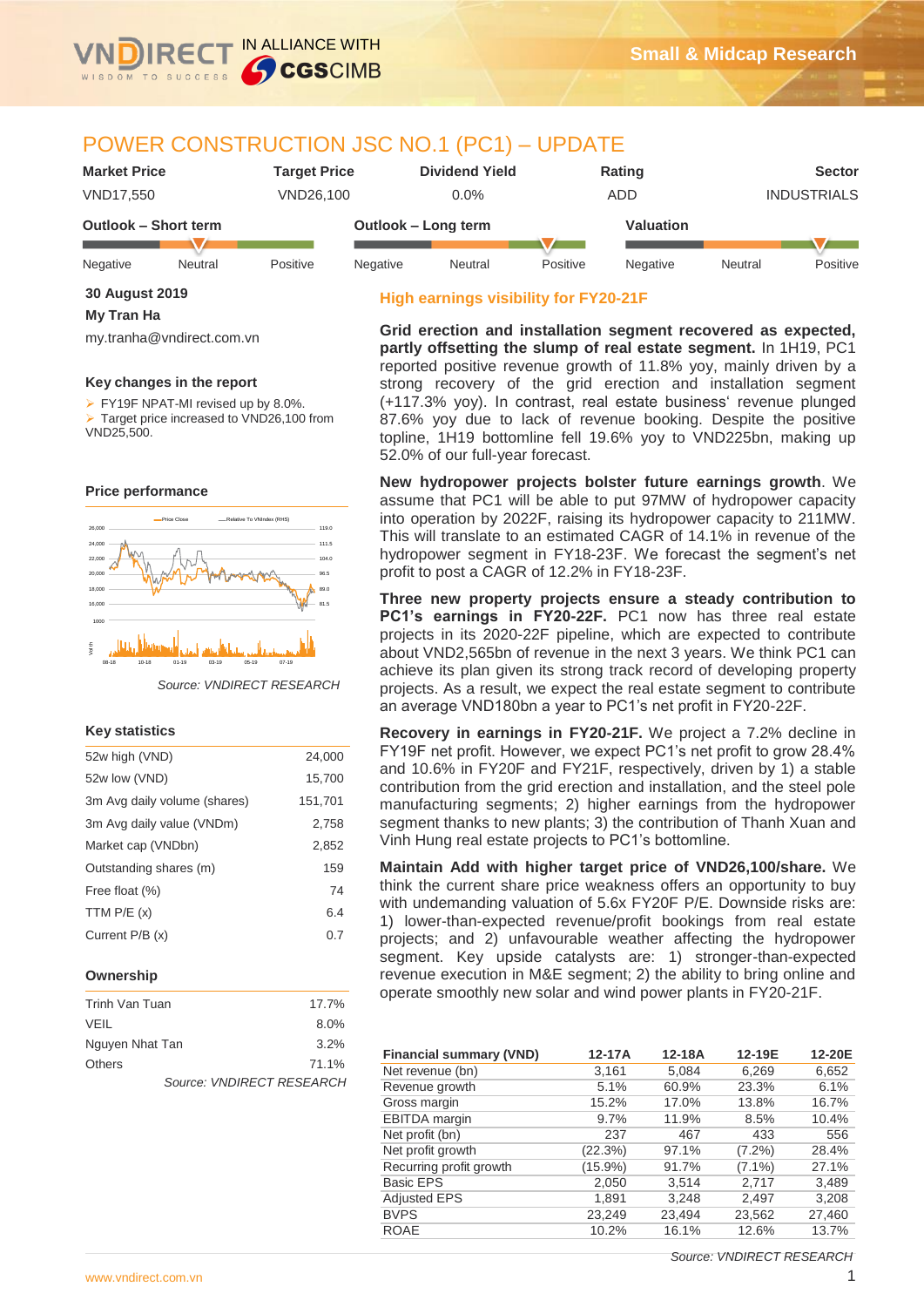# POWER CONSTRUCTION JSC NO.1 (PC1) – UPDATE

| Market Price | Target Price | Dividend Yield | Rating | Sector |
|---|---|---|---|---|
| VND17,550 | VND26,100 | 0.0% | ADD | INDUSTRIALS |

**Outlook – Short term:** Neutral (scale: Negative – Neutral – Positive)

**Outlook – Long term:** Positive (scale: Negative – Neutral – Positive)

**Valuation:** Positive (scale: Negative – Neutral – Positive)

**30 August 2019**

**My Tran Ha**

my.tranha@vndirect.com.vn

### Key changes in the report

- FY19F NPAT-MI revised up by 8.0%.
- Target price increased to VND26,100 from VND25,500.

### Price performance

*Source: VNDIRECT RESEARCH*

### Key statistics

| | |
|---|---|
| 52w high (VND) | 24,000 |
| 52w low (VND) | 15,700 |
| 3m Avg daily volume (shares) | 151,701 |
| 3m Avg daily value (VNDm) | 2,758 |
| Market cap (VNDbn) | 2,852 |
| Outstanding shares (m) | 159 |
| Free float (%) | 74 |
| TTM P/E (x) | 6.4 |
| Current P/B (x) | 0.7 |

### Ownership

| | |
|---|---|
| Trinh Van Tuan | 17.7% |
| VEIL | 8.0% |
| Nguyen Nhat Tan | 3.2% |
| Others | 71.1% |

*Source: VNDIRECT RESEARCH*

## High earnings visibility for FY20-21F

**Grid erection and installation segment recovered as expected, partly offsetting the slump of real estate segment.** In 1H19, PC1 reported positive revenue growth of 11.8% yoy, mainly driven by a strong recovery of the grid erection and installation segment (+117.3% yoy). In contrast, real estate business' revenue plunged 87.6% yoy due to lack of revenue booking. Despite the positive topline, 1H19 bottomline fell 19.6% yoy to VND225bn, making up 52.0% of our full-year forecast.

**New hydropower projects bolster future earnings growth**. We assume that PC1 will be able to put 97MW of hydropower capacity into operation by 2022F, raising its hydropower capacity to 211MW. This will translate to an estimated CAGR of 14.1% in revenue of the hydropower segment in FY18-23F. We forecast the segment's net profit to post a CAGR of 12.2% in FY18-23F.

**Three new property projects ensure a steady contribution to PC1's earnings in FY20-22F.** PC1 now has three real estate projects in its 2020-22F pipeline, which are expected to contribute about VND2,565bn of revenue in the next 3 years. We think PC1 can achieve its plan given its strong track record of developing property projects. As a result, we expect the real estate segment to contribute an average VND180bn a year to PC1's net profit in FY20-22F.

**Recovery in earnings in FY20-21F.** We project a 7.2% decline in FY19F net profit. However, we expect PC1's net profit to grow 28.4% and 10.6% in FY20F and FY21F, respectively, driven by 1) a stable contribution from the grid erection and installation, and the steel pole manufacturing segments; 2) higher earnings from the hydropower segment thanks to new plants; 3) the contribution of Thanh Xuan and Vinh Hung real estate projects to PC1's bottomline.

**Maintain Add with higher target price of VND26,100/share.** We think the current share price weakness offers an opportunity to buy with undemanding valuation of 5.6x FY20F P/E. Downside risks are: 1) lower-than-expected revenue/profit bookings from real estate projects; and 2) unfavourable weather affecting the hydropower segment. Key upside catalysts are: 1) stronger-than-expected revenue execution in M&E segment; 2) the ability to bring online and operate smoothly new solar and wind power plants in FY20-21F.

| Financial summary (VND) | 12-17A | 12-18A | 12-19E | 12-20E |
|---|---|---|---|---|
| Net revenue (bn) | 3,161 | 5,084 | 6,269 | 6,652 |
| Revenue growth | 5.1% | 60.9% | 23.3% | 6.1% |
| Gross margin | 15.2% | 17.0% | 13.8% | 16.7% |
| EBITDA margin | 9.7% | 11.9% | 8.5% | 10.4% |
| Net profit (bn) | 237 | 467 | 433 | 556 |
| Net profit growth | (22.3%) | 97.1% | (7.2%) | 28.4% |
| Recurring profit growth | (15.9%) | 91.7% | (7.1%) | 27.1% |
| Basic EPS | 2,050 | 3,514 | 2,717 | 3,489 |
| Adjusted EPS | 1,891 | 3,248 | 2,497 | 3,208 |
| BVPS | 23,249 | 23,494 | 23,562 | 27,460 |
| ROAE | 10.2% | 16.1% | 12.6% | 13.7% |

*Source: VNDIRECT RESEARCH*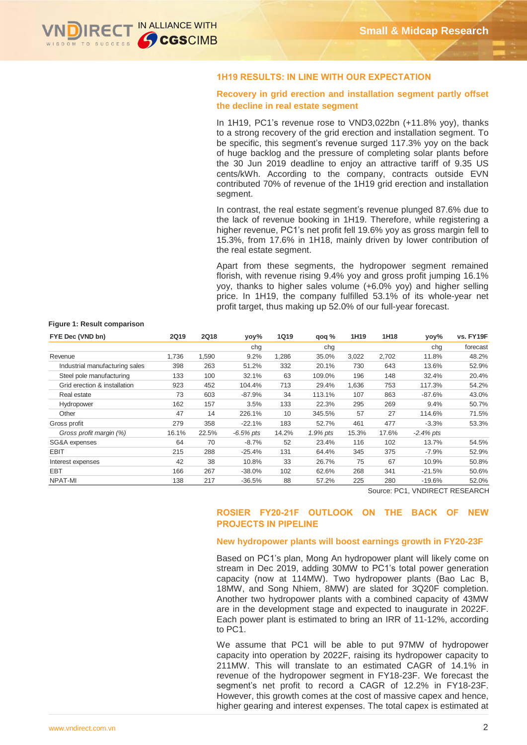## 1H19 RESULTS: IN LINE WITH OUR EXPECTATION

### Recovery in grid erection and installation segment partly offset the decline in real estate segment

In 1H19, PC1's revenue rose to VND3,022bn (+11.8% yoy), thanks to a strong recovery of the grid erection and installation segment. To be specific, this segment's revenue surged 117.3% yoy on the back of huge backlog and the pressure of completing solar plants before the 30 Jun 2019 deadline to enjoy an attractive tariff of 9.35 US cents/kWh. According to the company, contracts outside EVN contributed 70% of revenue of the 1H19 grid erection and installation segment.

In contrast, the real estate segment's revenue plunged 87.6% due to the lack of revenue booking in 1H19. Therefore, while registering a higher revenue, PC1's net profit fell 19.6% yoy as gross margin fell to 15.3%, from 17.6% in 1H18, mainly driven by lower contribution of the real estate segment.

Apart from these segments, the hydropower segment remained florish, with revenue rising 9.4% yoy and gross profit jumping 16.1% yoy, thanks to higher sales volume (+6.0% yoy) and higher selling price. In 1H19, the company fulfilled 53.1% of its whole-year net profit target, thus making up 52.0% of our full-year forecast.

**Figure 1: Result comparison**

| FYE Dec (VND bn) | 2Q19 | 2Q18 | yoy% | 1Q19 | qoq % | 1H19 | 1H18 | yoy% | vs. FY19F |
|---|---|---|---|---|---|---|---|---|---|
| | | | chg | | chg | | | chg | forecast |
| Revenue | 1,736 | 1,590 | 9.2% | 1,286 | 35.0% | 3,022 | 2,702 | 11.8% | 48.2% |
| Industrial manufacturing sales | 398 | 263 | 51.2% | 332 | 20.1% | 730 | 643 | 13.6% | 52.9% |
| Steel pole manufacturing | 133 | 100 | 32.1% | 63 | 109.0% | 196 | 148 | 32.4% | 20.4% |
| Grid erection & installation | 923 | 452 | 104.4% | 713 | 29.4% | 1,636 | 753 | 117.3% | 54.2% |
| Real estate | 73 | 603 | -87.9% | 34 | 113.1% | 107 | 863 | -87.6% | 43.0% |
| Hydropower | 162 | 157 | 3.5% | 133 | 22.3% | 295 | 269 | 9.4% | 50.7% |
| Other | 47 | 14 | 226.1% | 10 | 345.5% | 57 | 27 | 114.6% | 71.5% |
| Gross profit | 279 | 358 | -22.1% | 183 | 52.7% | 461 | 477 | -3.3% | 53.3% |
| *Gross profit margin (%)* | 16.1% | 22.5% | *-6.5% pts* | 14.2% | *1.9% pts* | 15.3% | 17.6% | *-2.4% pts* | |
| SG&A expenses | 64 | 70 | -8.7% | 52 | 23.4% | 116 | 102 | 13.7% | 54.5% |
| EBIT | 215 | 288 | -25.4% | 131 | 64.4% | 345 | 375 | -7.9% | 52.9% |
| Interest expenses | 42 | 38 | 10.8% | 33 | 26.7% | 75 | 67 | 10.9% | 50.8% |
| EBT | 166 | 267 | -38.0% | 102 | 62.6% | 268 | 341 | -21.5% | 50.6% |
| NPAT-MI | 138 | 217 | -36.5% | 88 | 57.2% | 225 | 280 | -19.6% | 52.0% |

Source: PC1, VNDIRECT RESEARCH

## ROSIER FY20-21F OUTLOOK ON THE BACK OF NEW PROJECTS IN PIPELINE

### New hydropower plants will boost earnings growth in FY20-23F

Based on PC1's plan, Mong An hydropower plant will likely come on stream in Dec 2019, adding 30MW to PC1's total power generation capacity (now at 114MW). Two hydropower plants (Bao Lac B, 18MW, and Song Nhiem, 8MW) are slated for 3Q20F completion. Another two hydropower plants with a combined capacity of 43MW are in the development stage and expected to inaugurate in 2022F. Each power plant is estimated to bring an IRR of 11-12%, according to PC1.

We assume that PC1 will be able to put 97MW of hydropower capacity into operation by 2022F, raising its hydropower capacity to 211MW. This will translate to an estimated CAGR of 14.1% in revenue of the hydropower segment in FY18-23F. We forecast the segment's net profit to record a CAGR of 12.2% in FY18-23F. However, this growth comes at the cost of massive capex and hence, higher gearing and interest expenses. The total capex is estimated at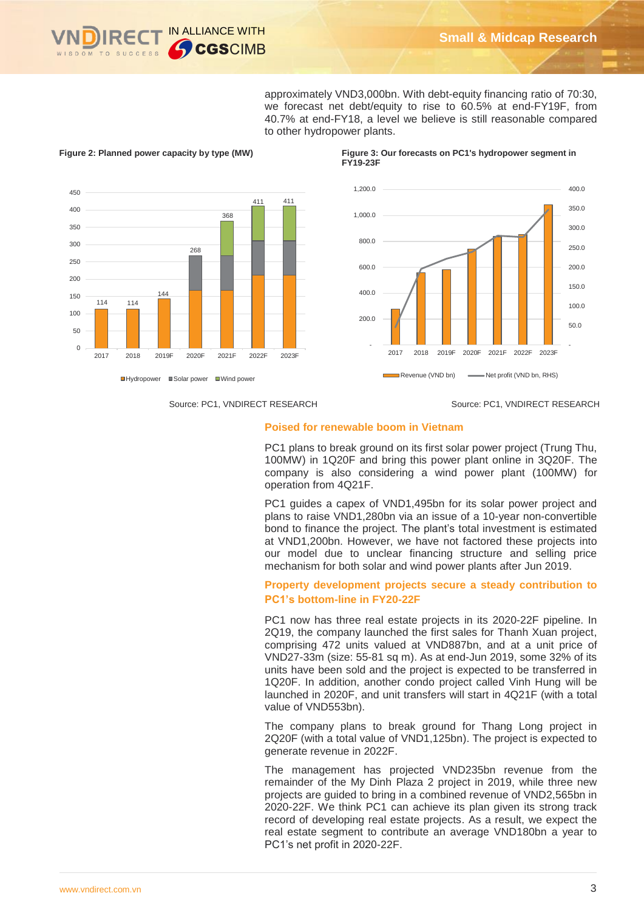approximately VND3,000bn. With debt-equity financing ratio of 70:30, we forecast net debt/equity to rise to 60.5% at end-FY19F, from 40.7% at end-FY18, a level we believe is still reasonable compared to other hydropower plants.

**Figure 2: Planned power capacity by type (MW)**

| | 2017 | 2018 | 2019F | 2020F | 2021F | 2022F | 2023F |
|---|---|---|---|---|---|---|---|
| Total | 114 | 114 | 144 | 268 | 368 | 411 | 411 |

Hydropower / Solar power / Wind power

Source: PC1, VNDIRECT RESEARCH

**Figure 3: Our forecasts on PC1's hydropower segment in FY19-23F**

Revenue (VND bn) / Net profit (VND bn, RHS)

Source: PC1, VNDIRECT RESEARCH

## Poised for renewable boom in Vietnam

PC1 plans to break ground on its first solar power project (Trung Thu, 100MW) in 1Q20F and bring this power plant online in 3Q20F. The company is also considering a wind power plant (100MW) for operation from 4Q21F.

PC1 guides a capex of VND1,495bn for its solar power project and plans to raise VND1,280bn via an issue of a 10-year non-convertible bond to finance the project. The plant's total investment is estimated at VND1,200bn. However, we have not factored these projects into our model due to unclear financing structure and selling price mechanism for both solar and wind power plants after Jun 2019.

## Property development projects secure a steady contribution to PC1's bottom-line in FY20-22F

PC1 now has three real estate projects in its 2020-22F pipeline. In 2Q19, the company launched the first sales for Thanh Xuan project, comprising 472 units valued at VND887bn, and at a unit price of VND27-33m (size: 55-81 sq m). As at end-Jun 2019, some 32% of its units have been sold and the project is expected to be transferred in 1Q20F. In addition, another condo project called Vinh Hung will be launched in 2020F, and unit transfers will start in 4Q21F (with a total value of VND553bn).

The company plans to break ground for Thang Long project in 2Q20F (with a total value of VND1,125bn). The project is expected to generate revenue in 2022F.

The management has projected VND235bn revenue from the remainder of the My Dinh Plaza 2 project in 2019, while three new projects are guided to bring in a combined revenue of VND2,565bn in 2020-22F. We think PC1 can achieve its plan given its strong track record of developing real estate projects. As a result, we expect the real estate segment to contribute an average VND180bn a year to PC1's net profit in 2020-22F.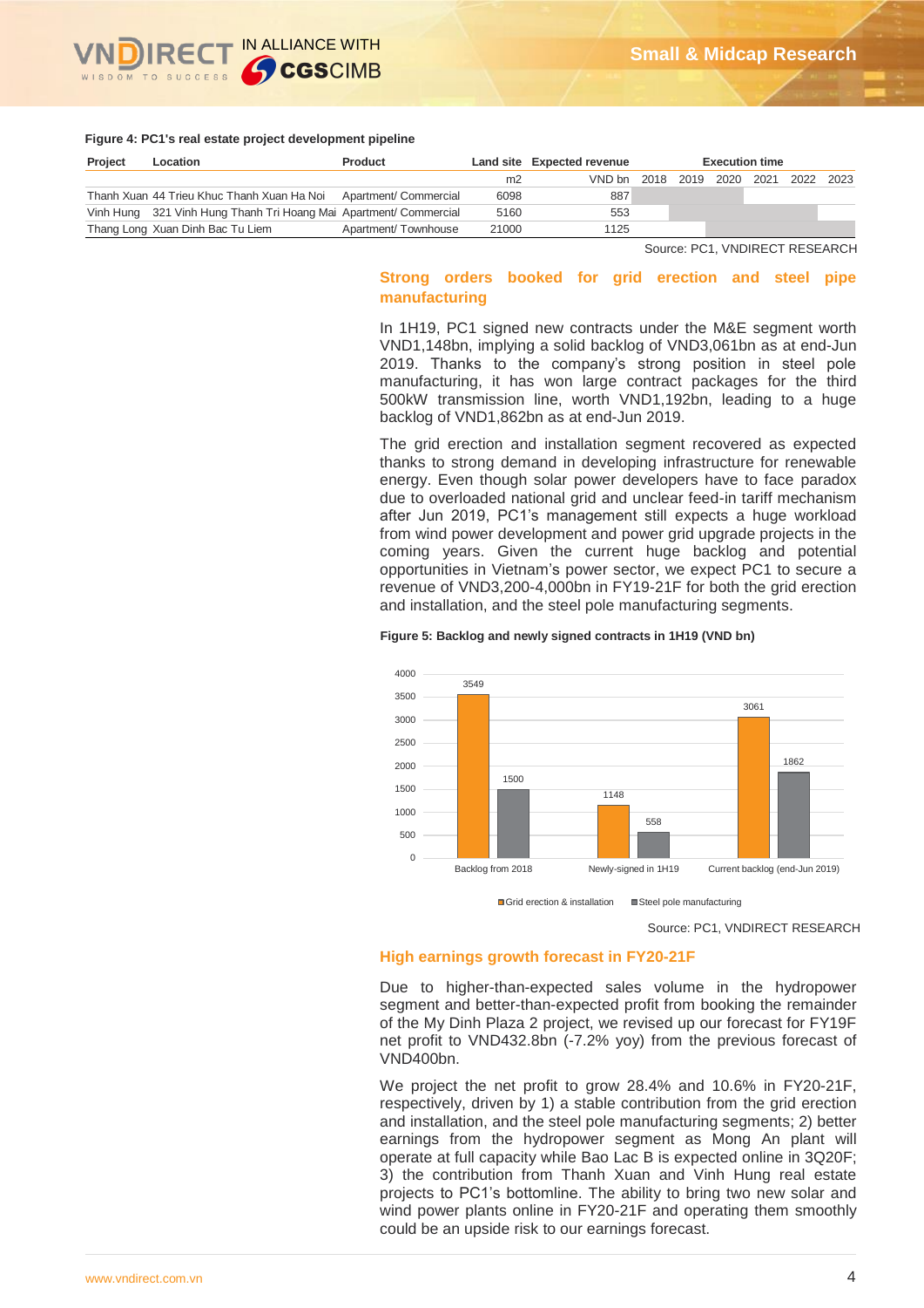**Figure 4: PC1's real estate project development pipeline**

| Project | Location | Product | Land site | Expected revenue | Execution time | | | | | |
|---|---|---|---|---|---|---|---|---|---|---|
| | | | m2 | VND bn | 2018 | 2019 | 2020 | 2021 | 2022 | 2023 |
| Thanh Xuan | 44 Trieu Khuc Thanh Xuan Ha Noi | Apartment/ Commercial | 6098 | 887 | | | | | | |
| Vinh Hung | 321 Vinh Hung Thanh Tri Hoang Mai | Apartment/ Commercial | 5160 | 553 | | | | | | |
| Thang Long | Xuan Dinh Bac Tu Liem | Apartment/ Townhouse | 21000 | 1125 | | | | | | |

Source: PC1, VNDIRECT RESEARCH

### Strong orders booked for grid erection and steel pipe manufacturing

In 1H19, PC1 signed new contracts under the M&E segment worth VND1,148bn, implying a solid backlog of VND3,061bn as at end-Jun 2019. Thanks to the company's strong position in steel pole manufacturing, it has won large contract packages for the third 500kW transmission line, worth VND1,192bn, leading to a huge backlog of VND1,862bn as at end-Jun 2019.

The grid erection and installation segment recovered as expected thanks to strong demand in developing infrastructure for renewable energy. Even though solar power developers have to face paradox due to overloaded national grid and unclear feed-in tariff mechanism after Jun 2019, PC1's management still expects a huge workload from wind power development and power grid upgrade projects in the coming years. Given the current huge backlog and potential opportunities in Vietnam's power sector, we expect PC1 to secure a revenue of VND3,200-4,000bn in FY19-21F for both the grid erection and installation, and the steel pole manufacturing segments.

**Figure 5: Backlog and newly signed contracts in 1H19 (VND bn)**

| | Grid erection & installation | Steel pole manufacturing |
|---|---|---|
| Backlog from 2018 | 3549 | 1500 |
| Newly-signed in 1H19 | 1148 | 558 |
| Current backlog (end-Jun 2019) | 3061 | 1862 |

Source: PC1, VNDIRECT RESEARCH

### High earnings growth forecast in FY20-21F

Due to higher-than-expected sales volume in the hydropower segment and better-than-expected profit from booking the remainder of the My Dinh Plaza 2 project, we revised up our forecast for FY19F net profit to VND432.8bn (-7.2% yoy) from the previous forecast of VND400bn.

We project the net profit to grow 28.4% and 10.6% in FY20-21F, respectively, driven by 1) a stable contribution from the grid erection and installation, and the steel pole manufacturing segments; 2) better earnings from the hydropower segment as Mong An plant will operate at full capacity while Bao Lac B is expected online in 3Q20F; 3) the contribution from Thanh Xuan and Vinh Hung real estate projects to PC1's bottomline. The ability to bring two new solar and wind power plants online in FY20-21F and operating them smoothly could be an upside risk to our earnings forecast.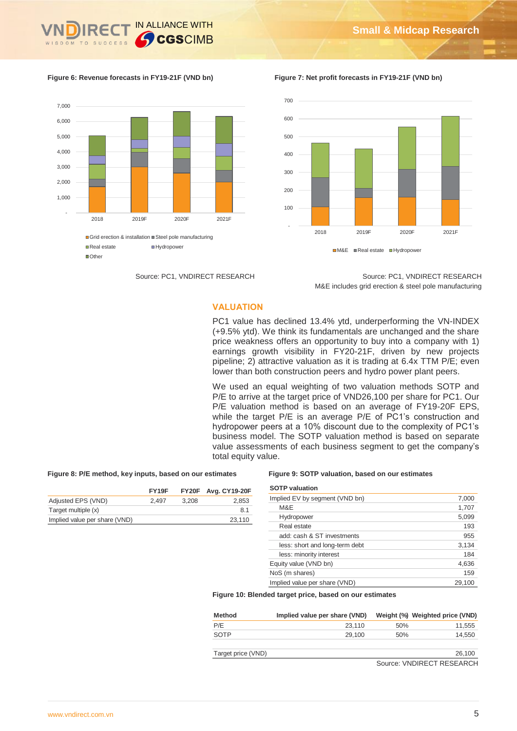**Figure 6: Revenue forecasts in FY19-21F (VND bn)**

Grid erection & installation, Steel pole manufacturing, Real estate, Hydropower, Other

Source: PC1, VNDIRECT RESEARCH

**Figure 7: Net profit forecasts in FY19-21F (VND bn)**

M&E, Real estate, Hydropower

Source: PC1, VNDIRECT RESEARCH
M&E includes grid erection & steel pole manufacturing

## VALUATION

PC1 value has declined 13.4% ytd, underperforming the VN-INDEX (+9.5% ytd). We think its fundamentals are unchanged and the share price weakness offers an opportunity to buy into a company with 1) earnings growth visibility in FY20-21F, driven by new projects pipeline; 2) attractive valuation as it is trading at 6.4x TTM P/E; even lower than both construction peers and hydro power plant peers.

We used an equal weighting of two valuation methods SOTP and P/E to arrive at the target price of VND26,100 per share for PC1. Our P/E valuation method is based on an average of FY19-20F EPS, while the target P/E is an average P/E of PC1's construction and hydropower peers at a 10% discount due to the complexity of PC1's business model. The SOTP valuation method is based on separate value assessments of each business segment to get the company's total equity value.

**Figure 8: P/E method, key inputs, based on our estimates**

| | FY19F | FY20F | Avg. CY19-20F |
|---|---|---|---|
| Adjusted EPS (VND) | 2,497 | 3,208 | 2,853 |
| Target multiple (x) | | | 8.1 |
| Implied value per share (VND) | | | 23,110 |

**Figure 9: SOTP valuation, based on our estimates**

| SOTP valuation | |
|---|---|
| Implied EV by segment (VND bn) | 7,000 |
| M&E | 1,707 |
| Hydropower | 5,099 |
| Real estate | 193 |
| add: cash & ST investments | 955 |
| less: short and long-term debt | 3,134 |
| less: minority interest | 184 |
| Equity value (VND bn) | 4,636 |
| NoS (m shares) | 159 |
| Implied value per share (VND) | 29,100 |

**Figure 10: Blended target price, based on our estimates**

| Method | Implied value per share (VND) | Weight (%) | Weighted price (VND) |
|---|---|---|---|
| P/E | 23,110 | 50% | 11,555 |
| SOTP | 29,100 | 50% | 14,550 |
| | | | |
| Target price (VND) | | | 26,100 |

Source: VNDIRECT RESEARCH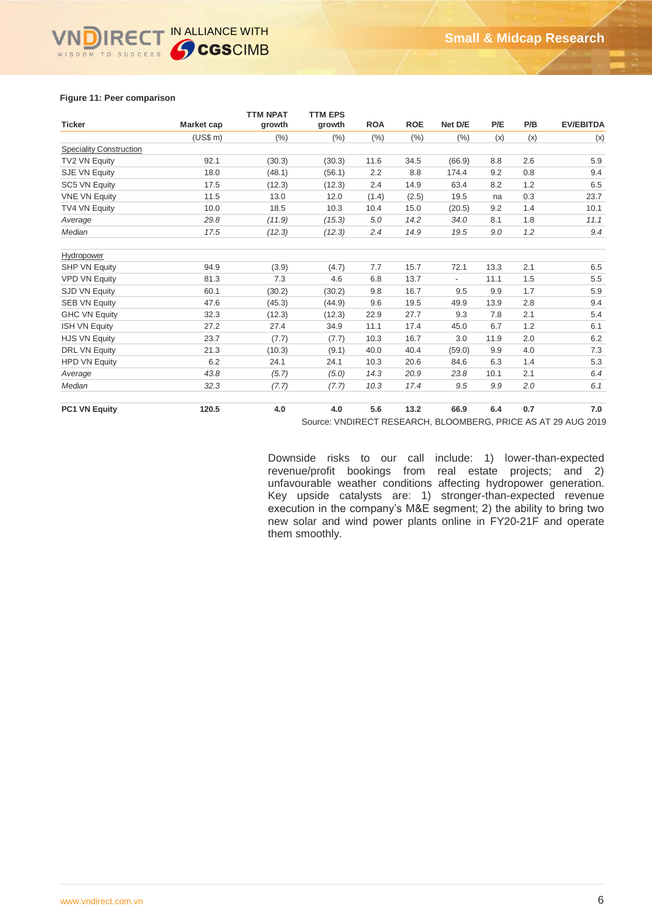**Figure 11: Peer comparison**

| Ticker | Market cap | TTM NPAT growth | TTM EPS growth | ROA | ROE | Net D/E | P/E | P/B | EV/EBITDA |
|---|---|---|---|---|---|---|---|---|---|
| | (US$ m) | (%) | (%) | (%) | (%) | (%) | (x) | (x) | (x) |
| Speciality Construction | | | | | | | | | |
| TV2 VN Equity | 92.1 | (30.3) | (30.3) | 11.6 | 34.5 | (66.9) | 8.8 | 2.6 | 5.9 |
| SJE VN Equity | 18.0 | (48.1) | (56.1) | 2.2 | 8.8 | 174.4 | 9.2 | 0.8 | 9.4 |
| SC5 VN Equity | 17.5 | (12.3) | (12.3) | 2.4 | 14.9 | 63.4 | 8.2 | 1.2 | 6.5 |
| VNE VN Equity | 11.5 | 13.0 | 12.0 | (1.4) | (2.5) | 19.5 | na | 0.3 | 23.7 |
| TV4 VN Equity | 10.0 | 18.5 | 10.3 | 10.4 | 15.0 | (20.5) | 9.2 | 1.4 | 10.1 |
| *Average* | *29.8* | *(11.9)* | *(15.3)* | *5.0* | *14.2* | *34.0* | *8.1* | *1.8* | *11.1* |
| *Median* | *17.5* | *(12.3)* | *(12.3)* | *2.4* | *14.9* | *19.5* | *9.0* | *1.2* | *9.4* |
| Hydropower | | | | | | | | | |
| SHP VN Equity | 94.9 | (3.9) | (4.7) | 7.7 | 15.7 | 72.1 | 13.3 | 2.1 | 6.5 |
| VPD VN Equity | 81.3 | 7.3 | 4.6 | 6.8 | 13.7 | - | 11.1 | 1.5 | 5.5 |
| SJD VN Equity | 60.1 | (30.2) | (30.2) | 9.8 | 16.7 | 9.5 | 9.9 | 1.7 | 5.9 |
| SEB VN Equity | 47.6 | (45.3) | (44.9) | 9.6 | 19.5 | 49.9 | 13.9 | 2.8 | 9.4 |
| GHC VN Equity | 32.3 | (12.3) | (12.3) | 22.9 | 27.7 | 9.3 | 7.8 | 2.1 | 5.4 |
| ISH VN Equity | 27.2 | 27.4 | 34.9 | 11.1 | 17.4 | 45.0 | 6.7 | 1.2 | 6.1 |
| HJS VN Equity | 23.7 | (7.7) | (7.7) | 10.3 | 16.7 | 3.0 | 11.9 | 2.0 | 6.2 |
| DRL VN Equity | 21.3 | (10.3) | (9.1) | 40.0 | 40.4 | (59.0) | 9.9 | 4.0 | 7.3 |
| HPD VN Equity | 6.2 | 24.1 | 24.1 | 10.3 | 20.6 | 84.6 | 6.3 | 1.4 | 5.3 |
| *Average* | *43.8* | *(5.7)* | *(5.0)* | *14.3* | *20.9* | *23.8* | *10.1* | *2.1* | *6.4* |
| *Median* | *32.3* | *(7.7)* | *(7.7)* | *10.3* | *17.4* | *9.5* | *9.9* | *2.0* | *6.1* |
| **PC1 VN Equity** | **120.5** | **4.0** | **4.0** | **5.6** | **13.2** | **66.9** | **6.4** | **0.7** | **7.0** |

Source: VNDIRECT RESEARCH, BLOOMBERG, PRICE AS AT 29 AUG 2019

Downside risks to our call include: 1) lower-than-expected revenue/profit bookings from real estate projects; and 2) unfavourable weather conditions affecting hydropower generation. Key upside catalysts are: 1) stronger-than-expected revenue execution in the company's M&E segment; 2) the ability to bring two new solar and wind power plants online in FY20-21F and operate them smoothly.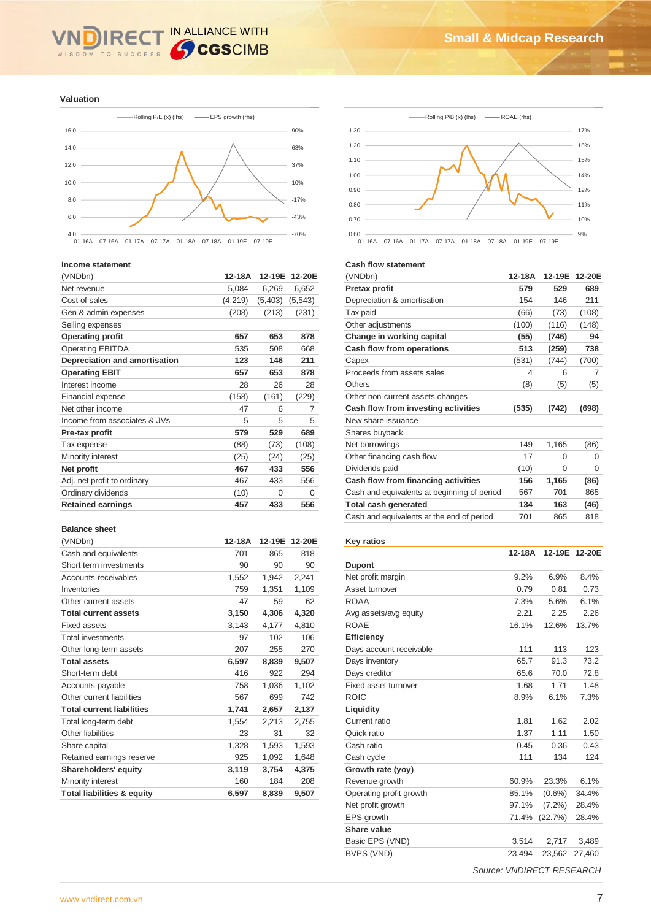## Valuation

Rolling P/E (x) (lhs) — EPS growth (rhs)

Rolling P/B (x) (lhs) — ROAE (rhs)

### Income statement

| (VNDbn) | 12-18A | 12-19E | 12-20E |
|---|---|---|---|
| Net revenue | 5,084 | 6,269 | 6,652 |
| Cost of sales | (4,219) | (5,403) | (5,543) |
| Gen & admin expenses | (208) | (213) | (231) |
| Selling expenses | | | |
| **Operating profit** | **657** | **653** | **878** |
| Operating EBITDA | 535 | 508 | 668 |
| **Depreciation and amortisation** | **123** | **146** | **211** |
| **Operating EBIT** | **657** | **653** | **878** |
| Interest income | 28 | 26 | 28 |
| Financial expense | (158) | (161) | (229) |
| Net other income | 47 | 6 | 7 |
| Income from associates & JVs | 5 | 5 | 5 |
| **Pre-tax profit** | **579** | **529** | **689** |
| Tax expense | (88) | (73) | (108) |
| Minority interest | (25) | (24) | (25) |
| **Net profit** | **467** | **433** | **556** |
| Adj. net profit to ordinary | 467 | 433 | 556 |
| Ordinary dividends | (10) | 0 | 0 |
| **Retained earnings** | **457** | **433** | **556** |

### Balance sheet

| (VNDbn) | 12-18A | 12-19E | 12-20E |
|---|---|---|---|
| Cash and equivalents | 701 | 865 | 818 |
| Short term investments | 90 | 90 | 90 |
| Accounts receivables | 1,552 | 1,942 | 2,241 |
| Inventories | 759 | 1,351 | 1,109 |
| Other current assets | 47 | 59 | 62 |
| **Total current assets** | **3,150** | **4,306** | **4,320** |
| Fixed assets | 3,143 | 4,177 | 4,810 |
| Total investments | 97 | 102 | 106 |
| Other long-term assets | 207 | 255 | 270 |
| **Total assets** | **6,597** | **8,839** | **9,507** |
| Short-term debt | 416 | 922 | 294 |
| Accounts payable | 758 | 1,036 | 1,102 |
| Other current liabilities | 567 | 699 | 742 |
| **Total current liabilities** | **1,741** | **2,657** | **2,137** |
| Total long-term debt | 1,554 | 2,213 | 2,755 |
| Other liabilities | 23 | 31 | 32 |
| Share capital | 1,328 | 1,593 | 1,593 |
| Retained earnings reserve | 925 | 1,092 | 1,648 |
| **Shareholders' equity** | **3,119** | **3,754** | **4,375** |
| Minority interest | 160 | 184 | 208 |
| **Total liabilities & equity** | **6,597** | **8,839** | **9,507** |

### Cash flow statement

| (VNDbn) | 12-18A | 12-19E | 12-20E |
|---|---|---|---|
| **Pretax profit** | **579** | **529** | **689** |
| Depreciation & amortisation | 154 | 146 | 211 |
| Tax paid | (66) | (73) | (108) |
| Other adjustments | (100) | (116) | (148) |
| **Change in working capital** | **(55)** | **(746)** | **94** |
| **Cash flow from operations** | **513** | **(259)** | **738** |
| Capex | (531) | (744) | (700) |
| Proceeds from assets sales | 4 | 6 | 7 |
| Others | (8) | (5) | (5) |
| Other non-current assets changes | | | |
| **Cash flow from investing activities** | **(535)** | **(742)** | **(698)** |
| New share issuance | | | |
| Shares buyback | | | |
| Net borrowings | 149 | 1,165 | (86) |
| Other financing cash flow | 17 | 0 | 0 |
| Dividends paid | (10) | 0 | 0 |
| **Cash flow from financing activities** | **156** | **1,165** | **(86)** |
| Cash and equivalents at beginning of period | 567 | 701 | 865 |
| **Total cash generated** | **134** | **163** | **(46)** |
| Cash and equivalents at the end of period | 701 | 865 | 818 |

### Key ratios

| | 12-18A | 12-19E | 12-20E |
|---|---|---|---|
| **Dupont** | | | |
| Net profit margin | 9.2% | 6.9% | 8.4% |
| Asset turnover | 0.79 | 0.81 | 0.73 |
| ROAA | 7.3% | 5.6% | 6.1% |
| Avg assets/avg equity | 2.21 | 2.25 | 2.26 |
| ROAE | 16.1% | 12.6% | 13.7% |
| **Efficiency** | | | |
| Days account receivable | 111 | 113 | 123 |
| Days inventory | 65.7 | 91.3 | 73.2 |
| Days creditor | 65.6 | 70.0 | 72.8 |
| Fixed asset turnover | 1.68 | 1.71 | 1.48 |
| ROIC | 8.9% | 6.1% | 7.3% |
| **Liquidity** | | | |
| Current ratio | 1.81 | 1.62 | 2.02 |
| Quick ratio | 1.37 | 1.11 | 1.50 |
| Cash ratio | 0.45 | 0.36 | 0.43 |
| Cash cycle | 111 | 134 | 124 |
| **Growth rate (yoy)** | | | |
| Revenue growth | 60.9% | 23.3% | 6.1% |
| Operating profit growth | 85.1% | (0.6%) | 34.4% |
| Net profit growth | 97.1% | (7.2%) | 28.4% |
| EPS growth | 71.4% | (22.7%) | 28.4% |
| **Share value** | | | |
| Basic EPS (VND) | 3,514 | 2,717 | 3,489 |
| BVPS (VND) | 23,494 | 23,562 | 27,460 |

*Source: VNDIRECT RESEARCH*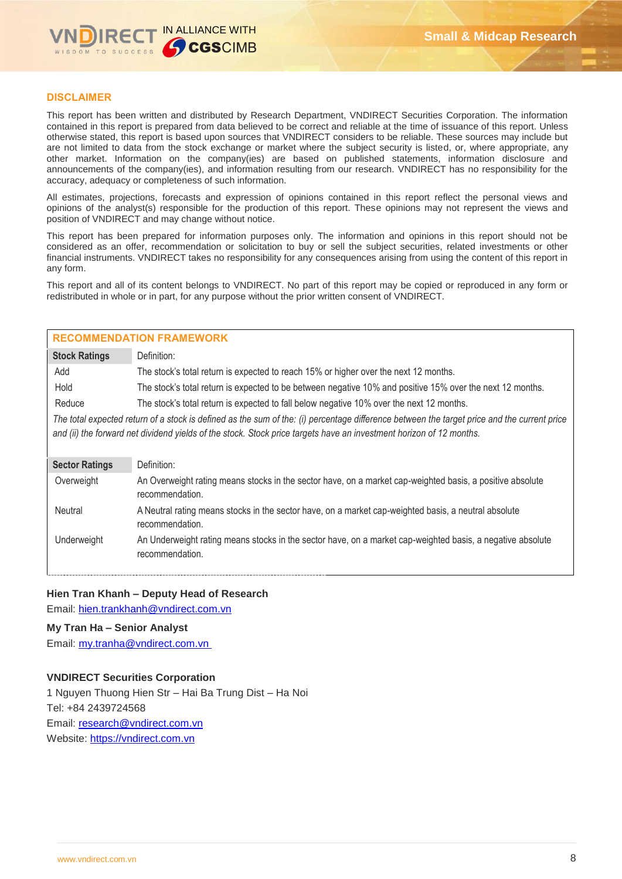## DISCLAIMER

This report has been written and distributed by Research Department, VNDIRECT Securities Corporation. The information contained in this report is prepared from data believed to be correct and reliable at the time of issuance of this report. Unless otherwise stated, this report is based upon sources that VNDIRECT considers to be reliable. These sources may include but are not limited to data from the stock exchange or market where the subject security is listed, or, where appropriate, any other market. Information on the company(ies) are based on published statements, information disclosure and announcements of the company(ies), and information resulting from our research. VNDIRECT has no responsibility for the accuracy, adequacy or completeness of such information.

All estimates, projections, forecasts and expression of opinions contained in this report reflect the personal views and opinions of the analyst(s) responsible for the production of this report. These opinions may not represent the views and position of VNDIRECT and may change without notice.

This report has been prepared for information purposes only. The information and opinions in this report should not be considered as an offer, recommendation or solicitation to buy or sell the subject securities, related investments or other financial instruments. VNDIRECT takes no responsibility for any consequences arising from using the content of this report in any form.

This report and all of its content belongs to VNDIRECT. No part of this report may be copied or reproduced in any form or redistributed in whole or in part, for any purpose without the prior written consent of VNDIRECT.

## RECOMMENDATION FRAMEWORK

| Stock Ratings | Definition: |
|---|---|
| Add | The stock's total return is expected to reach 15% or higher over the next 12 months. |
| Hold | The stock's total return is expected to be between negative 10% and positive 15% over the next 12 months. |
| Reduce | The stock's total return is expected to fall below negative 10% over the next 12 months. |

*The total expected return of a stock is defined as the sum of the: (i) percentage difference between the target price and the current price and (ii) the forward net dividend yields of the stock. Stock price targets have an investment horizon of 12 months.*

| Sector Ratings | Definition: |
|---|---|
| Overweight | An Overweight rating means stocks in the sector have, on a market cap-weighted basis, a positive absolute recommendation. |
| Neutral | A Neutral rating means stocks in the sector have, on a market cap-weighted basis, a neutral absolute recommendation. |
| Underweight | An Underweight rating means stocks in the sector have, on a market cap-weighted basis, a negative absolute recommendation. |

**Hien Tran Khanh – Deputy Head of Research**

Email: hien.trankhanh@vndirect.com.vn

**My Tran Ha – Senior Analyst**

Email: my.tranha@vndirect.com.vn

**VNDIRECT Securities Corporation**

1 Nguyen Thuong Hien Str – Hai Ba Trung Dist – Ha Noi

Tel: +84 2439724568

Email: research@vndirect.com.vn

Website: https://vndirect.com.vn